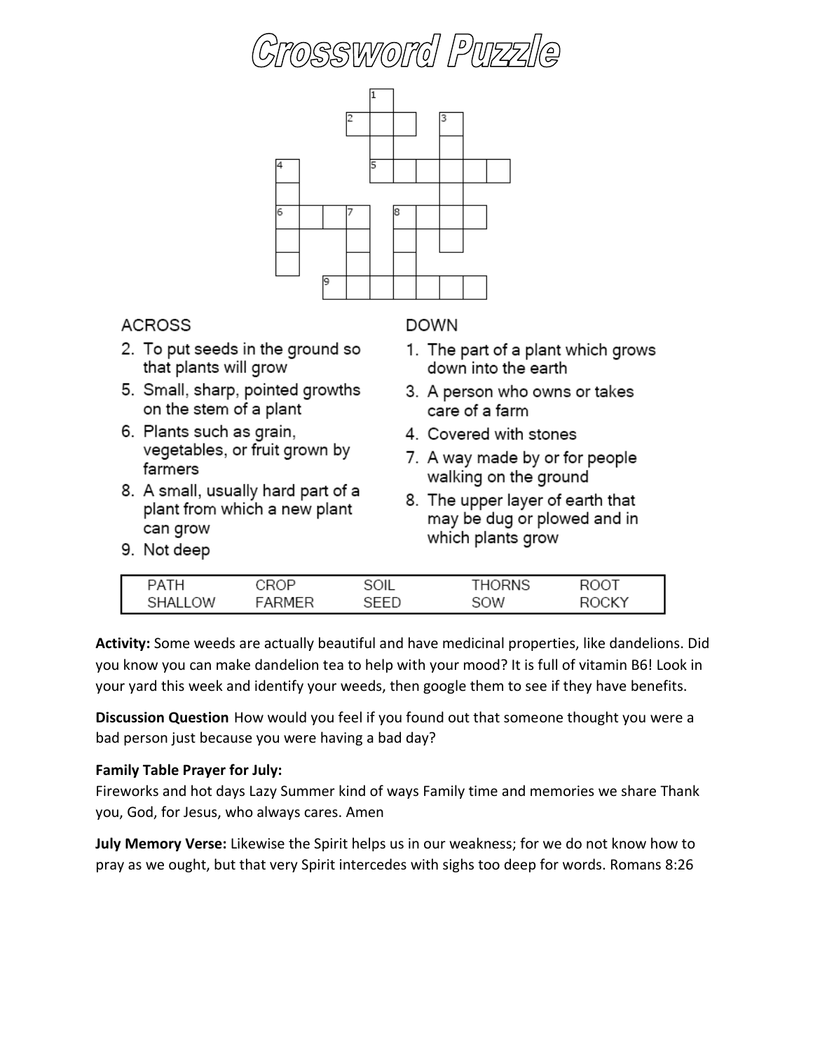# Crossword Puzzle

ACROSS

2. To put seeds in the ground so that plants will grow
5. Small, sharp, pointed growths on the stem of a plant
6. Plants such as grain, vegetables, or fruit grown by farmers
8. A small, usually hard part of a plant from which a new plant can grow
9. Not deep

DOWN

1. The part of a plant which grows down into the earth
3. A person who owns or takes care of a farm
4. Covered with stones
7. A way made by or for people walking on the ground
8. The upper layer of earth that may be dug or plowed and in which plants grow

| PATH | CROP | SOIL | THORNS | ROOT |
|---|---|---|---|---|
| SHALLOW | FARMER | SEED | SOW | ROCKY |

**Activity:** Some weeds are actually beautiful and have medicinal properties, like dandelions. Did you know you can make dandelion tea to help with your mood? It is full of vitamin B6! Look in your yard this week and identify your weeds, then google them to see if they have benefits.

**Discussion Question** How would you feel if you found out that someone thought you were a bad person just because you were having a bad day?

**Family Table Prayer for July:**
Fireworks and hot days Lazy Summer kind of ways Family time and memories we share Thank you, God, for Jesus, who always cares. Amen

**July Memory Verse:** Likewise the Spirit helps us in our weakness; for we do not know how to pray as we ought, but that very Spirit intercedes with sighs too deep for words. Romans 8:26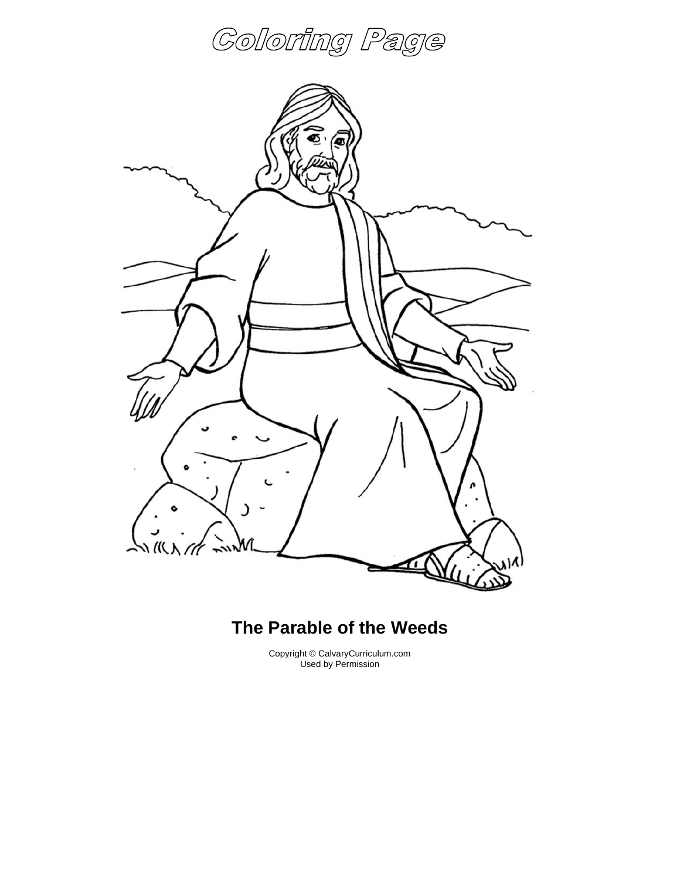# Coloring Page

**The Parable of the Weeds**

Copyright © CalvaryCurriculum.com
Used by Permission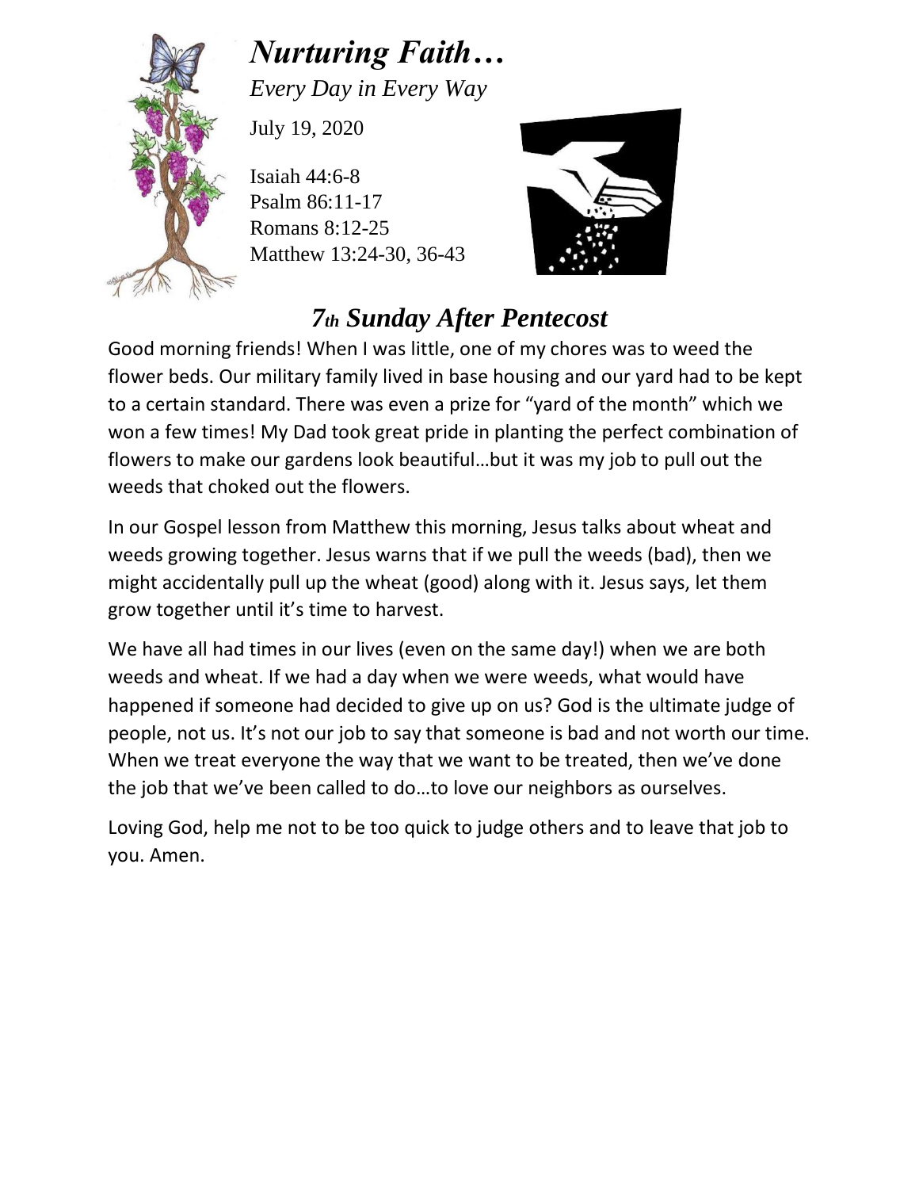# *Nurturing Faith…*

*Every Day in Every Way*

July 19, 2020

Isaiah 44:6-8
Psalm 86:11-17
Romans 8:12-25
Matthew 13:24-30, 36-43

## *7th Sunday After Pentecost*

Good morning friends! When I was little, one of my chores was to weed the flower beds. Our military family lived in base housing and our yard had to be kept to a certain standard. There was even a prize for "yard of the month" which we won a few times! My Dad took great pride in planting the perfect combination of flowers to make our gardens look beautiful…but it was my job to pull out the weeds that choked out the flowers.

In our Gospel lesson from Matthew this morning, Jesus talks about wheat and weeds growing together. Jesus warns that if we pull the weeds (bad), then we might accidentally pull up the wheat (good) along with it. Jesus says, let them grow together until it's time to harvest.

We have all had times in our lives (even on the same day!) when we are both weeds and wheat. If we had a day when we were weeds, what would have happened if someone had decided to give up on us? God is the ultimate judge of people, not us. It's not our job to say that someone is bad and not worth our time. When we treat everyone the way that we want to be treated, then we've done the job that we've been called to do…to love our neighbors as ourselves.

Loving God, help me not to be too quick to judge others and to leave that job to you. Amen.